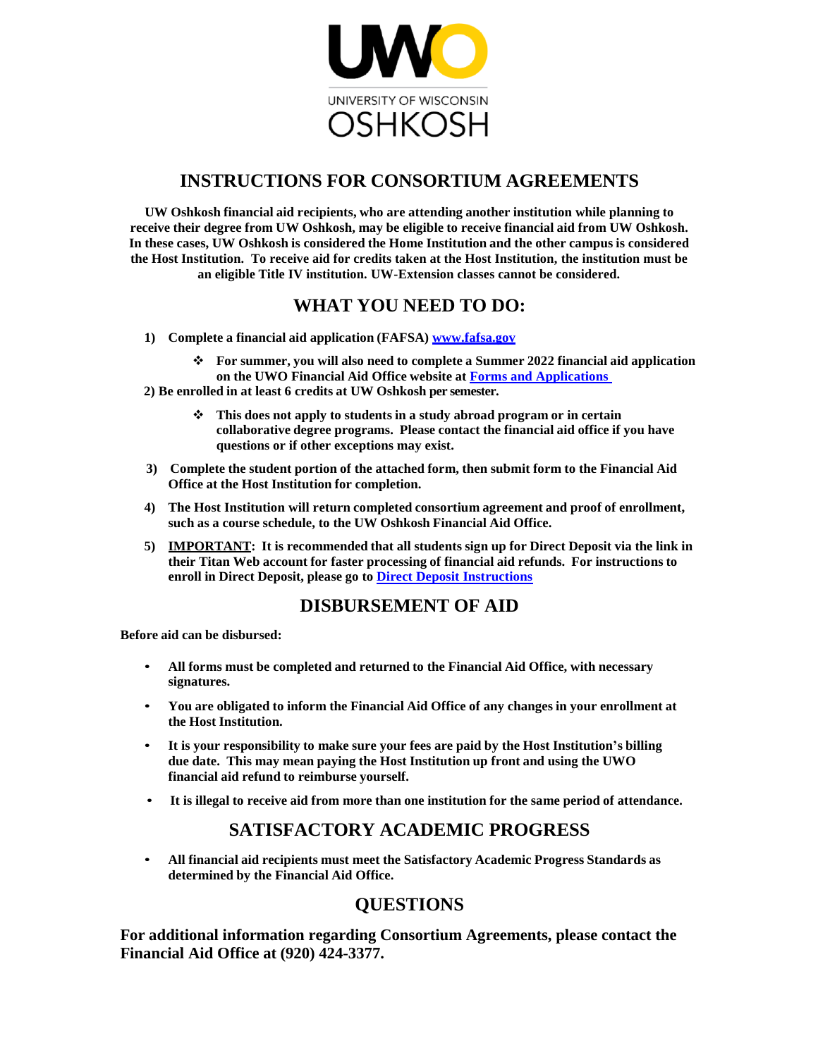UWO

UNIVERSITY OF WISCONSIN
OSHKOSH

# INSTRUCTIONS FOR CONSORTIUM AGREEMENTS

**UW Oshkosh financial aid recipients, who are attending another institution while planning to receive their degree from UW Oshkosh, may be eligible to receive financial aid from UW Oshkosh. In these cases, UW Oshkosh is considered the Home Institution and the other campus is considered the Host Institution. To receive aid for credits taken at the Host Institution, the institution must be an eligible Title IV institution. UW-Extension classes cannot be considered.**

## WHAT YOU NEED TO DO:

1) **Complete a financial aid application (FAFSA) [www.fafsa.gov](www.fafsa.gov)**
   - ❖ **For summer, you will also need to complete a Summer 2022 financial aid application on the UWO Financial Aid Office website at [Forms and Applications](#)**
2) **Be enrolled in at least 6 credits at UW Oshkosh per semester.**
   - ❖ **This does not apply to students in a study abroad program or in certain collaborative degree programs. Please contact the financial aid office if you have questions or if other exceptions may exist.**
3) **Complete the student portion of the attached form, then submit form to the Financial Aid Office at the Host Institution for completion.**
4) **The Host Institution will return completed consortium agreement and proof of enrollment, such as a course schedule, to the UW Oshkosh Financial Aid Office.**
5) **<u>IMPORTANT</u>: It is recommended that all students sign up for Direct Deposit via the link in their Titan Web account for faster processing of financial aid refunds. For instructions to enroll in Direct Deposit, please go to [Direct Deposit Instructions](#)**

## DISBURSEMENT OF AID

**Before aid can be disbursed:**

- **All forms must be completed and returned to the Financial Aid Office, with necessary signatures.**
- **You are obligated to inform the Financial Aid Office of any changes in your enrollment at the Host Institution.**
- **It is your responsibility to make sure your fees are paid by the Host Institution's billing due date. This may mean paying the Host Institution up front and using the UWO financial aid refund to reimburse yourself.**
- **It is illegal to receive aid from more than one institution for the same period of attendance.**

## SATISFACTORY ACADEMIC PROGRESS

- **All financial aid recipients must meet the Satisfactory Academic Progress Standards as determined by the Financial Aid Office.**

## QUESTIONS

**For additional information regarding Consortium Agreements, please contact the Financial Aid Office at (920) 424-3377.**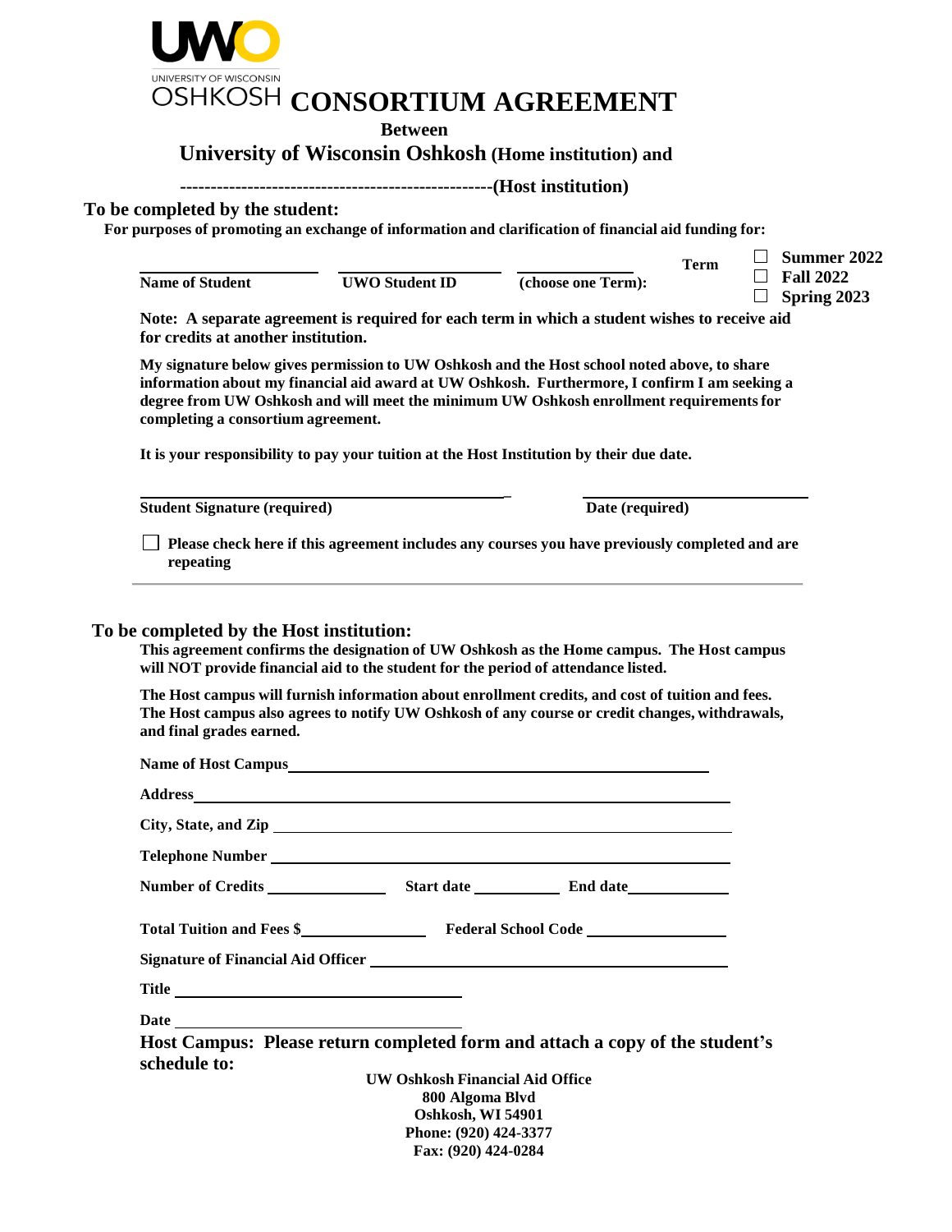UWO
UNIVERSITY OF WISCONSIN
OSHKOSH

# CONSORTIUM AGREEMENT

**Between**

**University of Wisconsin Oshkosh (Home institution) and**

**--------------------------------------------------(Host institution)**

## To be completed by the student:

**For purposes of promoting an exchange of information and clarification of financial aid funding for:**

**Name of Student** ____________ **UWO Student ID** ____________ **(choose one Term):** ____________ **Term**

☐ **Summer 2022**
☐ **Fall 2022**
☐ **Spring 2023**

**Note: A separate agreement is required for each term in which a student wishes to receive aid for credits at another institution.**

**My signature below gives permission to UW Oshkosh and the Host school noted above, to share information about my financial aid award at UW Oshkosh. Furthermore, I confirm I am seeking a degree from UW Oshkosh and will meet the minimum UW Oshkosh enrollment requirements for completing a consortium agreement.**

**It is your responsibility to pay your tuition at the Host Institution by their due date.**

**Student Signature (required)** ____________________ **Date (required)** ____________

☐ **Please check here if this agreement includes any courses you have previously completed and are repeating**

---

## To be completed by the Host institution:

**This agreement confirms the designation of UW Oshkosh as the Home campus. The Host campus will NOT provide financial aid to the student for the period of attendance listed.**

**The Host campus will furnish information about enrollment credits, and cost of tuition and fees. The Host campus also agrees to notify UW Oshkosh of any course or credit changes, withdrawals, and final grades earned.**

**Name of Host Campus** ____________________

**Address** ____________________

**City, State, and Zip** ____________________

**Telephone Number** ____________________

**Number of Credits** ____________ **Start date** ____________ **End date** ____________

**Total Tuition and Fees $** ____________ **Federal School Code** ____________

**Signature of Financial Aid Officer** ____________________

**Title** ____________________

**Date** ____________________

**Host Campus: Please return completed form and attach a copy of the student's schedule to:**

**UW Oshkosh Financial Aid Office**
**800 Algoma Blvd**
**Oshkosh, WI 54901**
**Phone: (920) 424-3377**
**Fax: (920) 424-0284**